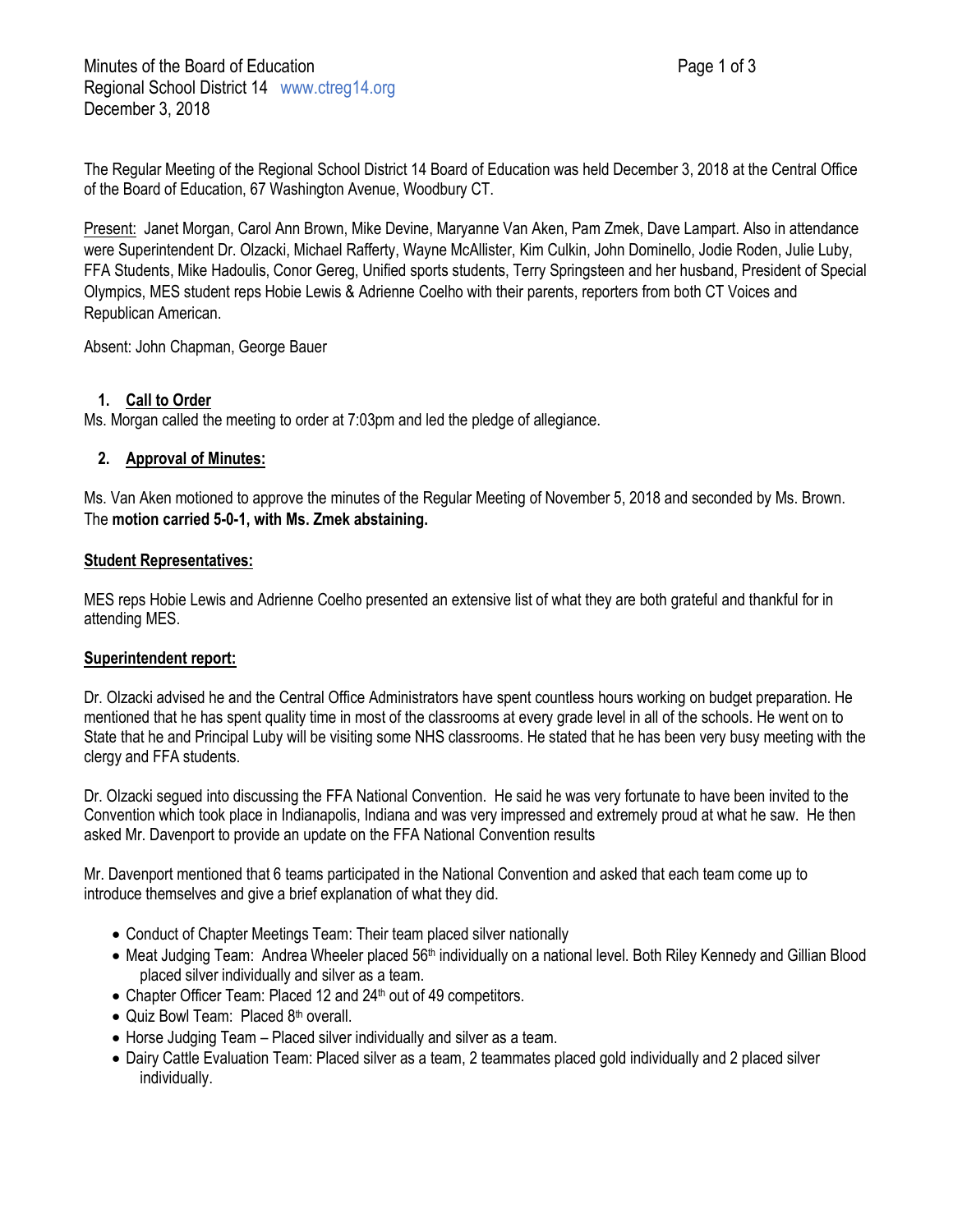Minutes of the Board of Education
Regional School District 14 www.ctreg14.org
December 3, 2018

The Regular Meeting of the Regional School District 14 Board of Education was held December 3, 2018 at the Central Office of the Board of Education, 67 Washington Avenue, Woodbury CT.

Present: Janet Morgan, Carol Ann Brown, Mike Devine, Maryanne Van Aken, Pam Zmek, Dave Lampart. Also in attendance were Superintendent Dr. Olzacki, Michael Rafferty, Wayne McAllister, Kim Culkin, John Dominello, Jodie Roden, Julie Luby, FFA Students, Mike Hadoulis, Conor Gereg, Unified sports students, Terry Springsteen and her husband, President of Special Olympics, MES student reps Hobie Lewis & Adrienne Coelho with their parents, reporters from both CT Voices and Republican American.

Absent: John Chapman, George Bauer

1. **Call to Order**

Ms. Morgan called the meeting to order at 7:03pm and led the pledge of allegiance.

2. **Approval of Minutes:**

Ms. Van Aken motioned to approve the minutes of the Regular Meeting of November 5, 2018 and seconded by Ms. Brown. The **motion carried 5-0-1, with Ms. Zmek abstaining.**

**Student Representatives:**

MES reps Hobie Lewis and Adrienne Coelho presented an extensive list of what they are both grateful and thankful for in attending MES.

**Superintendent report:**

Dr. Olzacki advised he and the Central Office Administrators have spent countless hours working on budget preparation. He mentioned that he has spent quality time in most of the classrooms at every grade level in all of the schools. He went on to State that he and Principal Luby will be visiting some NHS classrooms. He stated that he has been very busy meeting with the clergy and FFA students.

Dr. Olzacki segued into discussing the FFA National Convention. He said he was very fortunate to have been invited to the Convention which took place in Indianapolis, Indiana and was very impressed and extremely proud at what he saw. He then asked Mr. Davenport to provide an update on the FFA National Convention results

Mr. Davenport mentioned that 6 teams participated in the National Convention and asked that each team come up to introduce themselves and give a brief explanation of what they did.

- Conduct of Chapter Meetings Team: Their team placed silver nationally
- Meat Judging Team: Andrea Wheeler placed 56th individually on a national level. Both Riley Kennedy and Gillian Blood placed silver individually and silver as a team.
- Chapter Officer Team: Placed 12 and 24th out of 49 competitors.
- Quiz Bowl Team: Placed 8th overall.
- Horse Judging Team – Placed silver individually and silver as a team.
- Dairy Cattle Evaluation Team: Placed silver as a team, 2 teammates placed gold individually and 2 placed silver individually.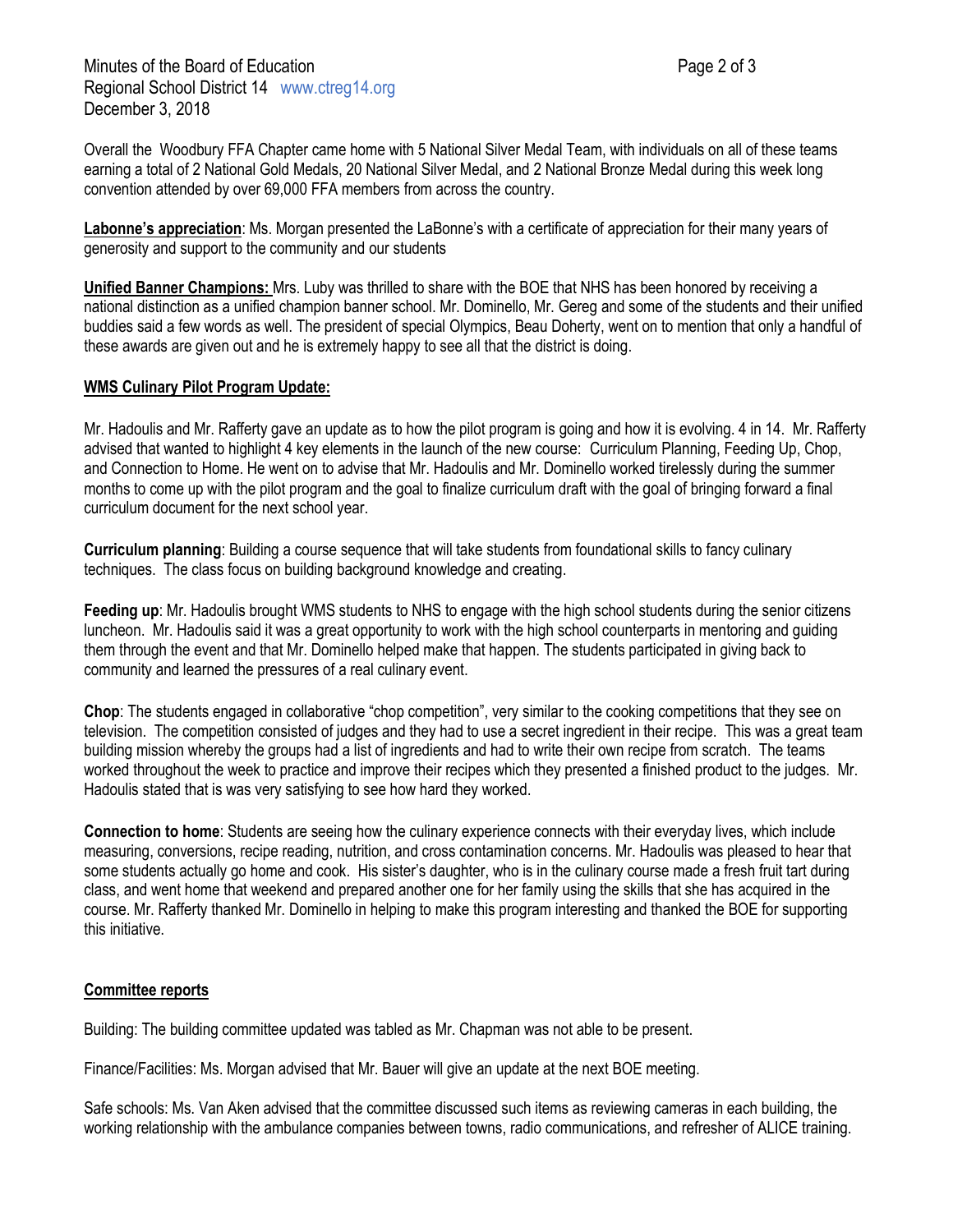Overall the Woodbury FFA Chapter came home with 5 National Silver Medal Team, with individuals on all of these teams earning a total of 2 National Gold Medals, 20 National Silver Medal, and 2 National Bronze Medal during this week long convention attended by over 69,000 FFA members from across the country.

**Labonne's appreciation**: Ms. Morgan presented the LaBonne's with a certificate of appreciation for their many years of generosity and support to the community and our students

**Unified Banner Champions:** Mrs. Luby was thrilled to share with the BOE that NHS has been honored by receiving a national distinction as a unified champion banner school. Mr. Dominello, Mr. Gereg and some of the students and their unified buddies said a few words as well. The president of special Olympics, Beau Doherty, went on to mention that only a handful of these awards are given out and he is extremely happy to see all that the district is doing.

**WMS Culinary Pilot Program Update:**

Mr. Hadoulis and Mr. Rafferty gave an update as to how the pilot program is going and how it is evolving. 4 in 14. Mr. Rafferty advised that wanted to highlight 4 key elements in the launch of the new course: Curriculum Planning, Feeding Up, Chop, and Connection to Home. He went on to advise that Mr. Hadoulis and Mr. Dominello worked tirelessly during the summer months to come up with the pilot program and the goal to finalize curriculum draft with the goal of bringing forward a final curriculum document for the next school year.

**Curriculum planning**: Building a course sequence that will take students from foundational skills to fancy culinary techniques. The class focus on building background knowledge and creating.

**Feeding up**: Mr. Hadoulis brought WMS students to NHS to engage with the high school students during the senior citizens luncheon. Mr. Hadoulis said it was a great opportunity to work with the high school counterparts in mentoring and guiding them through the event and that Mr. Dominello helped make that happen. The students participated in giving back to community and learned the pressures of a real culinary event.

**Chop**: The students engaged in collaborative "chop competition", very similar to the cooking competitions that they see on television. The competition consisted of judges and they had to use a secret ingredient in their recipe. This was a great team building mission whereby the groups had a list of ingredients and had to write their own recipe from scratch. The teams worked throughout the week to practice and improve their recipes which they presented a finished product to the judges. Mr. Hadoulis stated that is was very satisfying to see how hard they worked.

**Connection to home**: Students are seeing how the culinary experience connects with their everyday lives, which include measuring, conversions, recipe reading, nutrition, and cross contamination concerns. Mr. Hadoulis was pleased to hear that some students actually go home and cook. His sister's daughter, who is in the culinary course made a fresh fruit tart during class, and went home that weekend and prepared another one for her family using the skills that she has acquired in the course. Mr. Rafferty thanked Mr. Dominello in helping to make this program interesting and thanked the BOE for supporting this initiative.

**Committee reports**

Building: The building committee updated was tabled as Mr. Chapman was not able to be present.

Finance/Facilities: Ms. Morgan advised that Mr. Bauer will give an update at the next BOE meeting.

Safe schools: Ms. Van Aken advised that the committee discussed such items as reviewing cameras in each building, the working relationship with the ambulance companies between towns, radio communications, and refresher of ALICE training.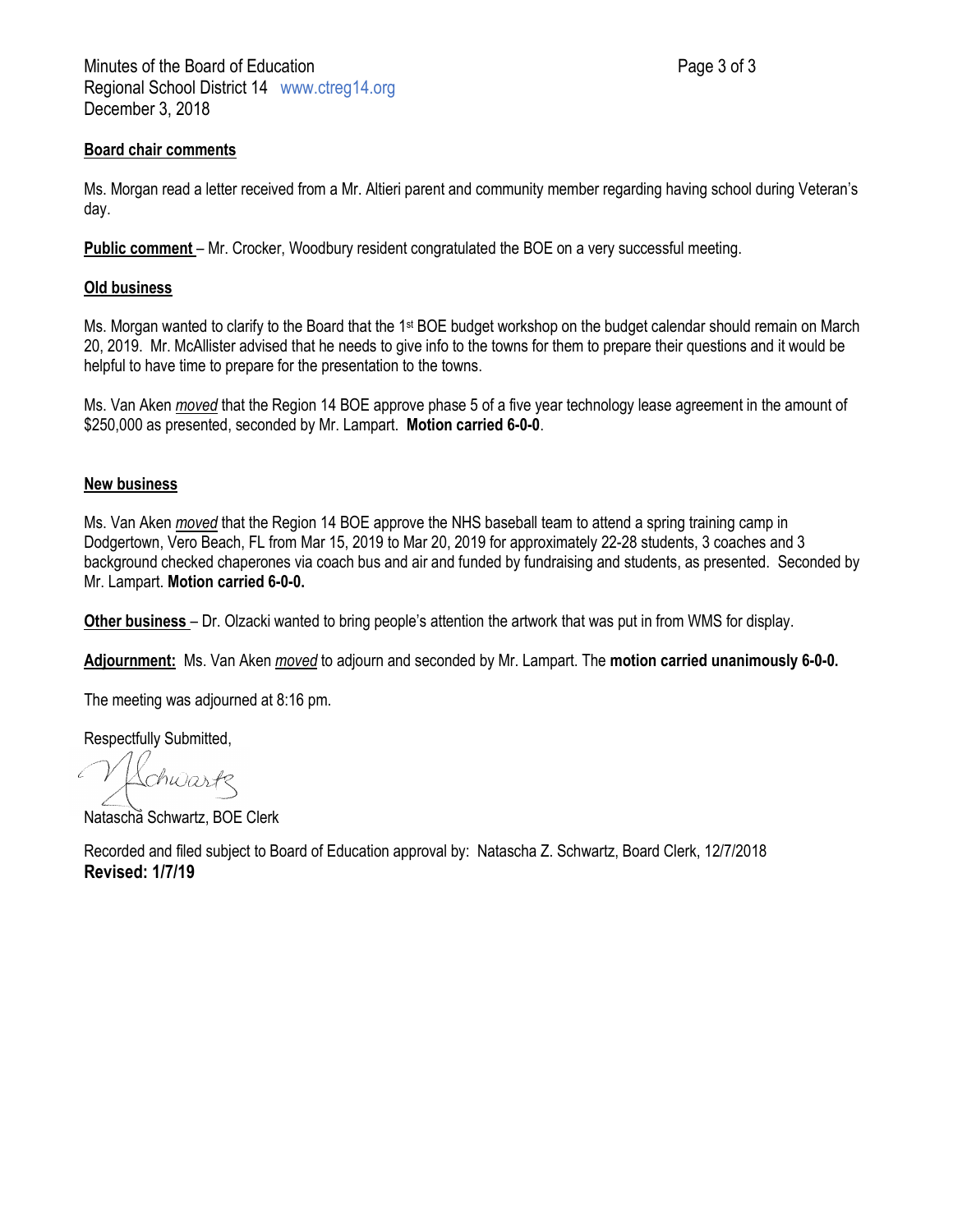**Board chair comments**

Ms. Morgan read a letter received from a Mr. Altieri parent and community member regarding having school during Veteran's day.

**Public comment** – Mr. Crocker, Woodbury resident congratulated the BOE on a very successful meeting.

**Old business**

Ms. Morgan wanted to clarify to the Board that the 1st BOE budget workshop on the budget calendar should remain on March 20, 2019. Mr. McAllister advised that he needs to give info to the towns for them to prepare their questions and it would be helpful to have time to prepare for the presentation to the towns.

Ms. Van Aken *moved* that the Region 14 BOE approve phase 5 of a five year technology lease agreement in the amount of $250,000 as presented, seconded by Mr. Lampart. **Motion carried 6-0-0**.

**New business**

Ms. Van Aken *moved* that the Region 14 BOE approve the NHS baseball team to attend a spring training camp in Dodgertown, Vero Beach, FL from Mar 15, 2019 to Mar 20, 2019 for approximately 22-28 students, 3 coaches and 3 background checked chaperones via coach bus and air and funded by fundraising and students, as presented. Seconded by Mr. Lampart. **Motion carried 6-0-0.**

**Other business** – Dr. Olzacki wanted to bring people's attention the artwork that was put in from WMS for display.

**Adjournment:** Ms. Van Aken *moved* to adjourn and seconded by Mr. Lampart. The **motion carried unanimously 6-0-0.**

The meeting was adjourned at 8:16 pm.

Respectfully Submitted,

NSchwartz

Natascha Schwartz, BOE Clerk

Recorded and filed subject to Board of Education approval by: Natascha Z. Schwartz, Board Clerk, 12/7/2018
**Revised: 1/7/19**